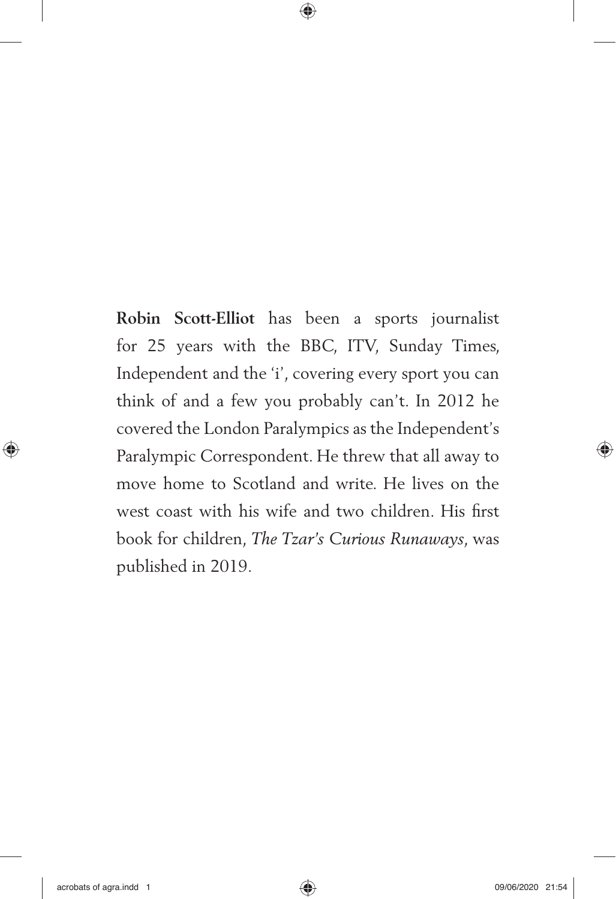**Robin Scott-Elliot** has been a sports journalist for 25 years with the BBC, ITV, Sunday Times, Independent and the 'i', covering every sport you can think of and a few you probably can't. In 2012 he covered the London Paralympics as the Independent's Paralympic Correspondent. He threw that all away to move home to Scotland and write. He lives on the west coast with his wife and two children. His first book for children, *The Tzar's Curious Runaways*, was published in 2019.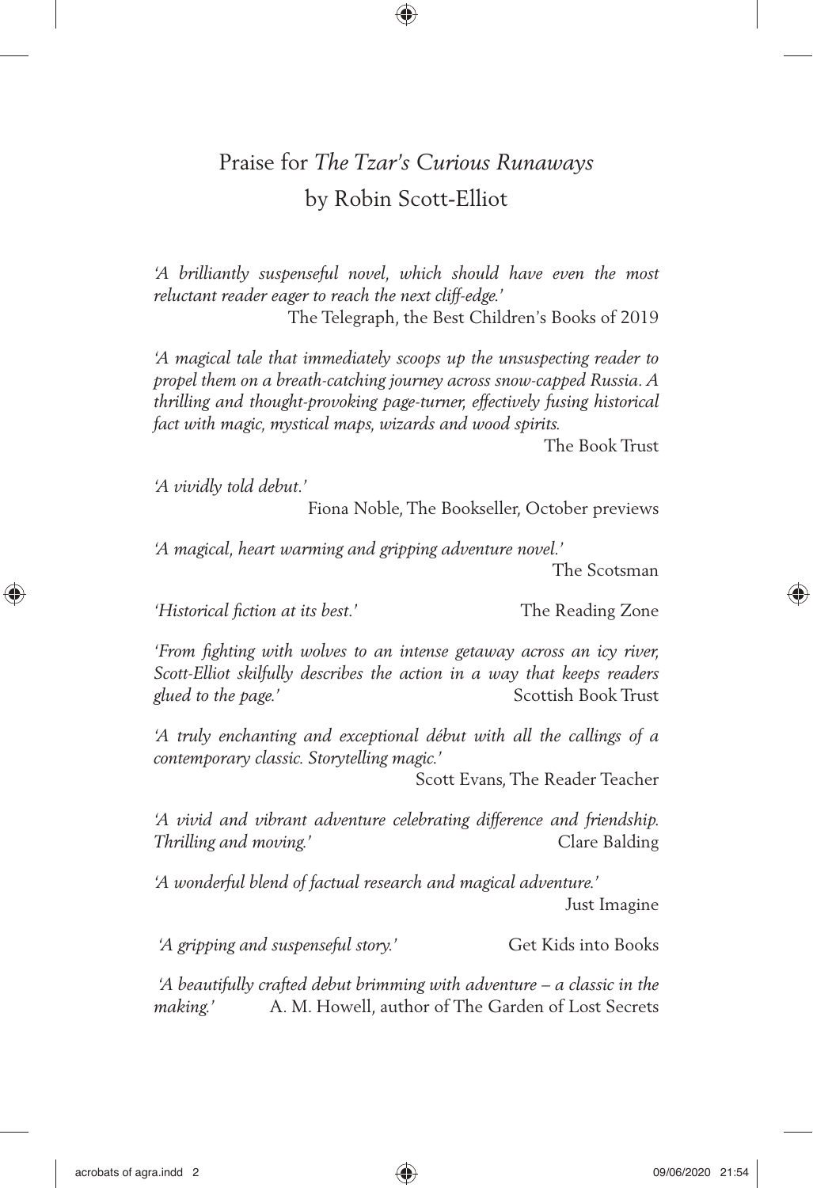# Praise for *The Tzar's Curious Runaways* by Robin Scott-Elliot

*'A brilliantly suspenseful novel, which should have even the most reluctant reader eager to reach the next cliff-edge.'*
The Telegraph, the Best Children's Books of 2019

*'A magical tale that immediately scoops up the unsuspecting reader to propel them on a breath-catching journey across snow-capped Russia. A thrilling and thought-provoking page-turner, effectively fusing historical fact with magic, mystical maps, wizards and wood spirits.*
The Book Trust

*'A vividly told debut.'*
Fiona Noble, The Bookseller, October previews

*'A magical, heart warming and gripping adventure novel.'*
The Scotsman

*'Historical fiction at its best.'* The Reading Zone

*'From fighting with wolves to an intense getaway across an icy river, Scott-Elliot skilfully describes the action in a way that keeps readers glued to the page.'* Scottish Book Trust

*'A truly enchanting and exceptional début with all the callings of a contemporary classic. Storytelling magic.'*
Scott Evans, The Reader Teacher

*'A vivid and vibrant adventure celebrating difference and friendship. Thrilling and moving.'* Clare Balding

*'A wonderful blend of factual research and magical adventure.'*
Just Imagine

*'A gripping and suspenseful story.'* Get Kids into Books

*'A beautifully crafted debut brimming with adventure – a classic in the making.'* A. M. Howell, author of The Garden of Lost Secrets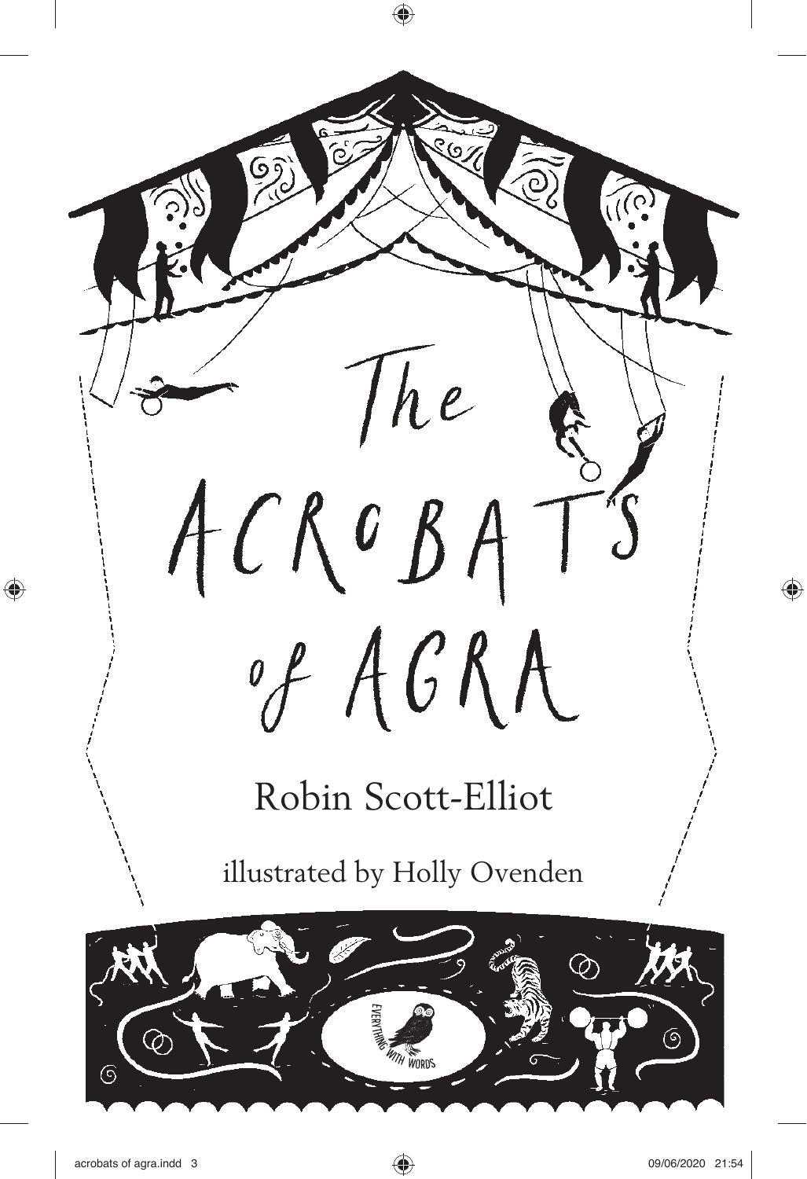# The ACROBATS of AGRA

Robin Scott-Elliot

illustrated by Holly Ovenden

EVERYTHING WITH WORDS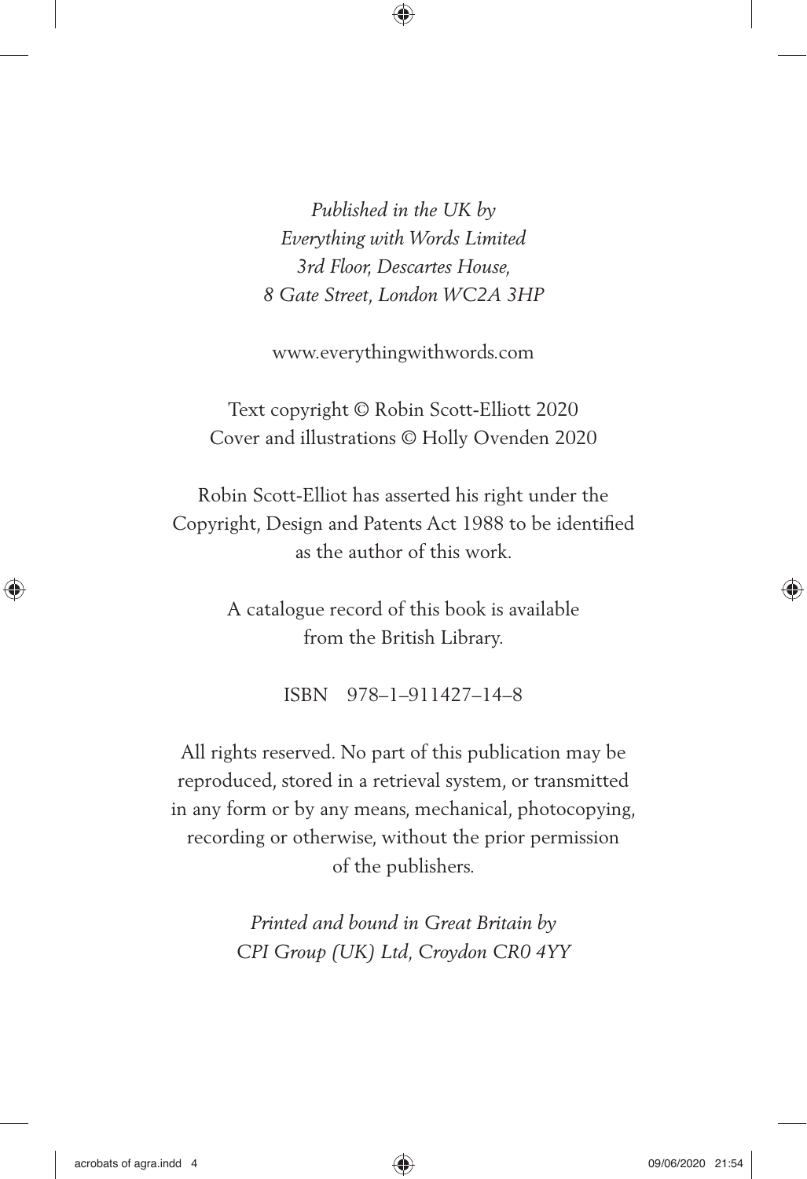*Published in the UK by*
*Everything with Words Limited*
*3rd Floor, Descartes House,*
*8 Gate Street, London WC2A 3HP*

www.everythingwithwords.com

Text copyright © Robin Scott-Elliott 2020
Cover and illustrations © Holly Ovenden 2020

Robin Scott-Elliot has asserted his right under the Copyright, Design and Patents Act 1988 to be identified as the author of this work.

A catalogue record of this book is available from the British Library.

ISBN 978–1–911427–14–8

All rights reserved. No part of this publication may be reproduced, stored in a retrieval system, or transmitted in any form or by any means, mechanical, photocopying, recording or otherwise, without the prior permission of the publishers.

*Printed and bound in Great Britain by*
*CPI Group (UK) Ltd, Croydon CR0 4YY*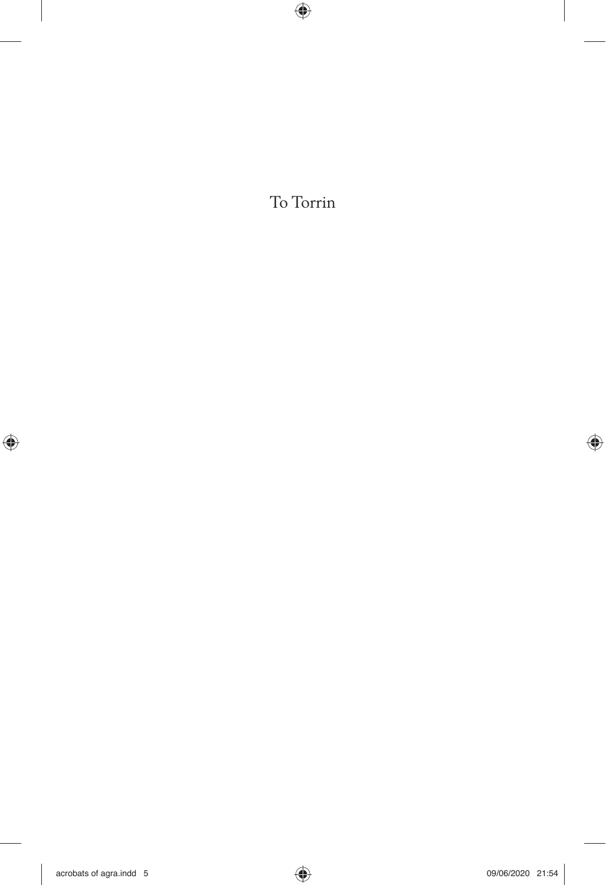To Torrin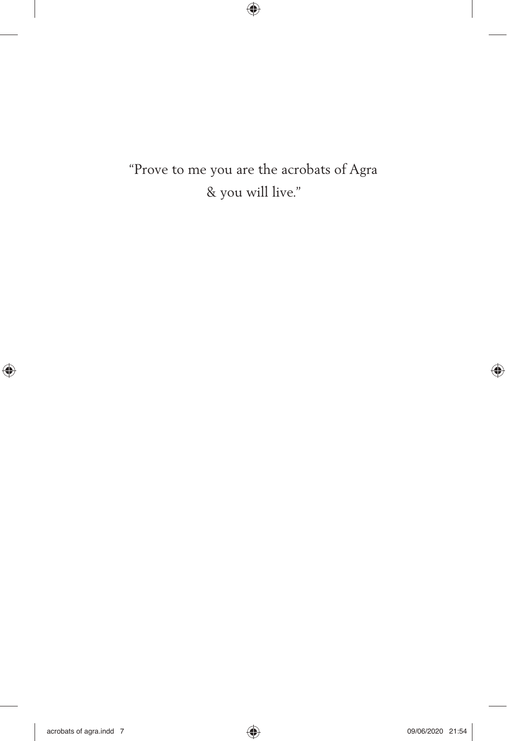"Prove to me you are the acrobats of Agra  
& you will live."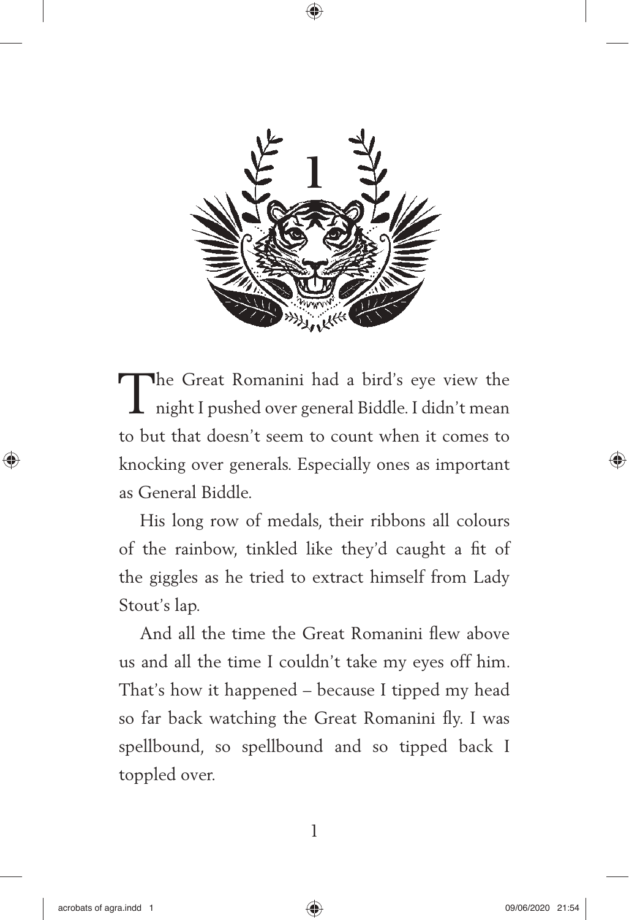# 1

The Great Romanini had a bird's eye view the night I pushed over general Biddle. I didn't mean to but that doesn't seem to count when it comes to knocking over generals. Especially ones as important as General Biddle.

His long row of medals, their ribbons all colours of the rainbow, tinkled like they'd caught a fit of the giggles as he tried to extract himself from Lady Stout's lap.

And all the time the Great Romanini flew above us and all the time I couldn't take my eyes off him. That's how it happened – because I tipped my head so far back watching the Great Romanini fly. I was spellbound, so spellbound and so tipped back I toppled over.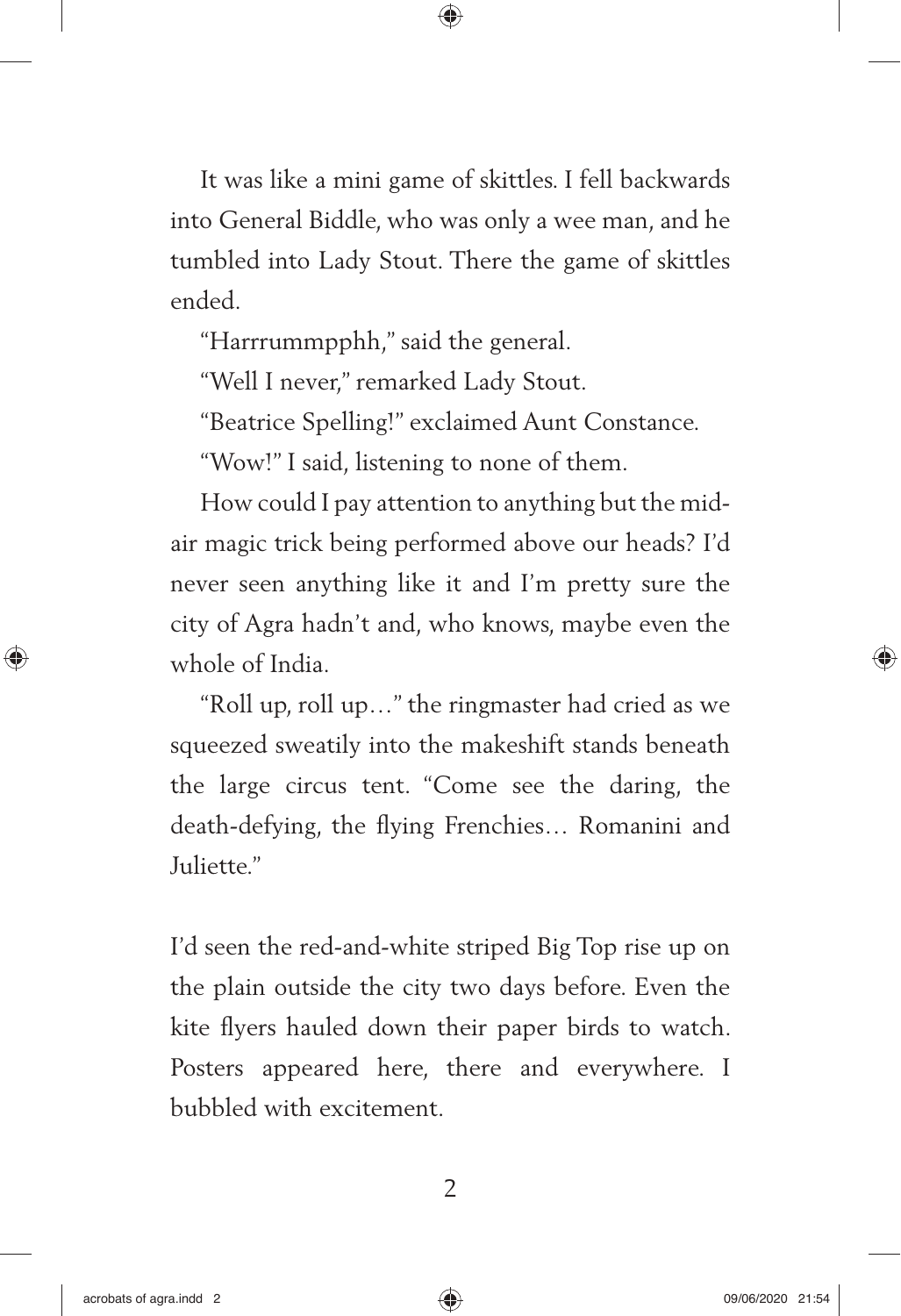It was like a mini game of skittles. I fell backwards into General Biddle, who was only a wee man, and he tumbled into Lady Stout. There the game of skittles ended.

"Harrrummpphh," said the general.

"Well I never," remarked Lady Stout.

"Beatrice Spelling!" exclaimed Aunt Constance.

"Wow!" I said, listening to none of them.

How could I pay attention to anything but the mid-air magic trick being performed above our heads? I'd never seen anything like it and I'm pretty sure the city of Agra hadn't and, who knows, maybe even the whole of India.

"Roll up, roll up…" the ringmaster had cried as we squeezed sweatily into the makeshift stands beneath the large circus tent. "Come see the daring, the death-defying, the flying Frenchies… Romanini and Juliette."

I'd seen the red-and-white striped Big Top rise up on the plain outside the city two days before. Even the kite flyers hauled down their paper birds to watch. Posters appeared here, there and everywhere. I bubbled with excitement.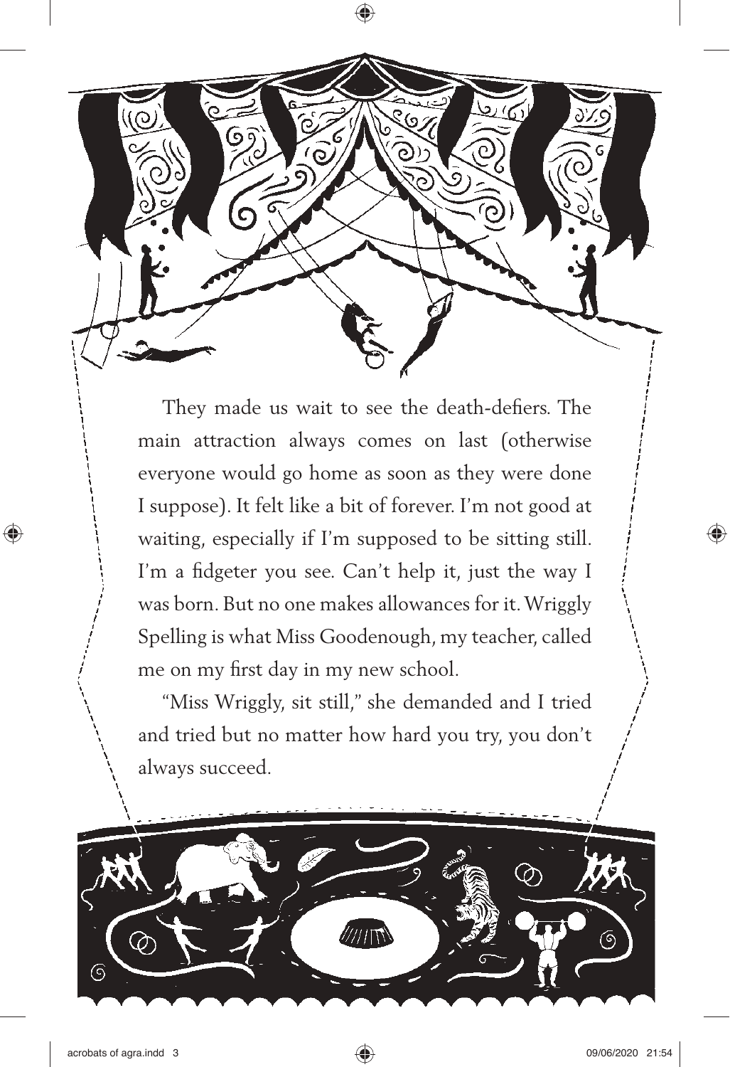They made us wait to see the death-defiers. The main attraction always comes on last (otherwise everyone would go home as soon as they were done I suppose). It felt like a bit of forever. I'm not good at waiting, especially if I'm supposed to be sitting still. I'm a fidgeter you see. Can't help it, just the way I was born. But no one makes allowances for it. Wriggly Spelling is what Miss Goodenough, my teacher, called me on my first day in my new school.

"Miss Wriggly, sit still," she demanded and I tried and tried but no matter how hard you try, you don't always succeed.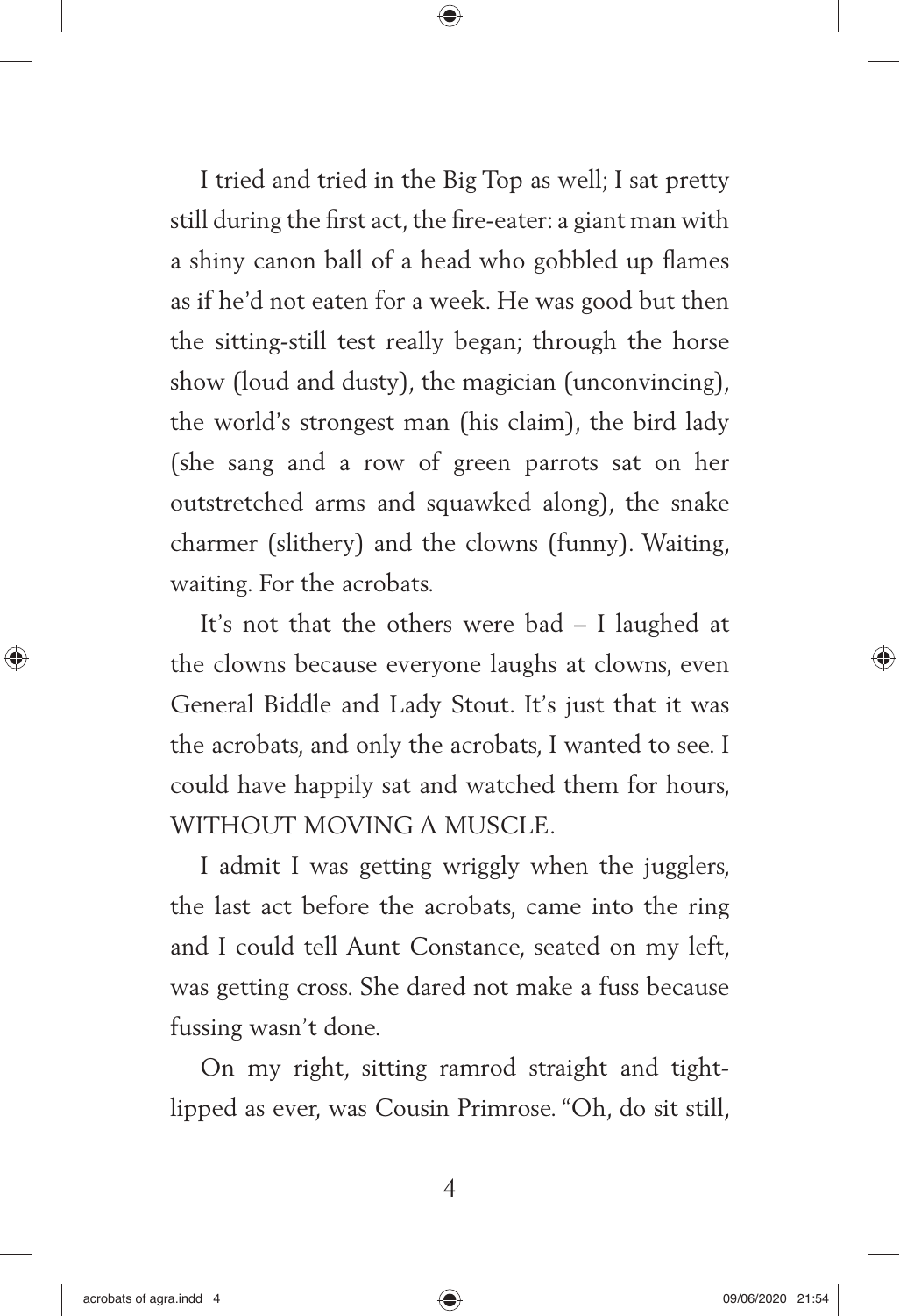I tried and tried in the Big Top as well; I sat pretty still during the first act, the fire-eater: a giant man with a shiny canon ball of a head who gobbled up flames as if he'd not eaten for a week. He was good but then the sitting-still test really began; through the horse show (loud and dusty), the magician (unconvincing), the world's strongest man (his claim), the bird lady (she sang and a row of green parrots sat on her outstretched arms and squawked along), the snake charmer (slithery) and the clowns (funny). Waiting, waiting. For the acrobats.

It's not that the others were bad – I laughed at the clowns because everyone laughs at clowns, even General Biddle and Lady Stout. It's just that it was the acrobats, and only the acrobats, I wanted to see. I could have happily sat and watched them for hours, WITHOUT MOVING A MUSCLE.

I admit I was getting wriggly when the jugglers, the last act before the acrobats, came into the ring and I could tell Aunt Constance, seated on my left, was getting cross. She dared not make a fuss because fussing wasn't done.

On my right, sitting ramrod straight and tight-lipped as ever, was Cousin Primrose. "Oh, do sit still,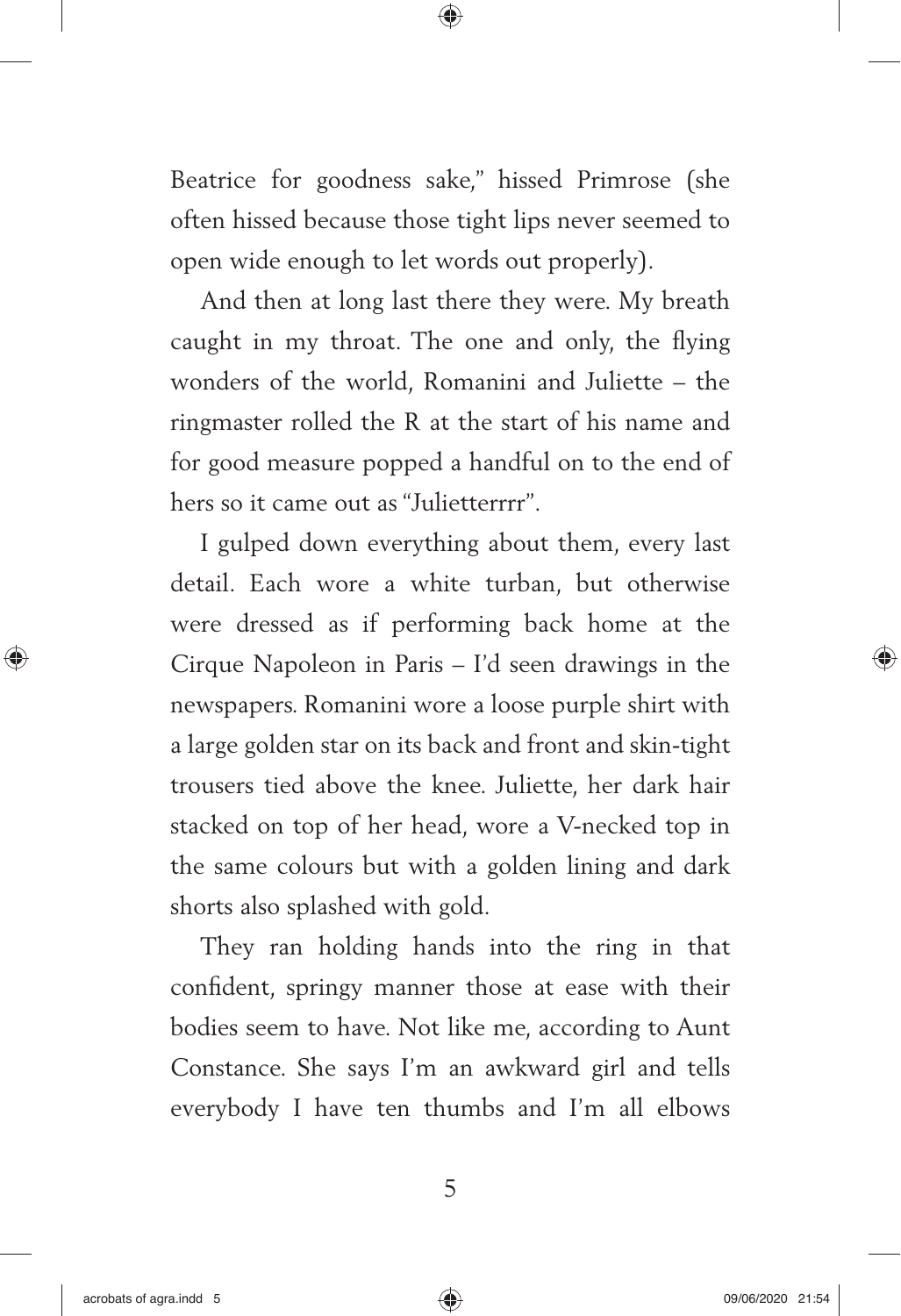Beatrice for goodness sake," hissed Primrose (she often hissed because those tight lips never seemed to open wide enough to let words out properly).

And then at long last there they were. My breath caught in my throat. The one and only, the flying wonders of the world, Romanini and Juliette – the ringmaster rolled the R at the start of his name and for good measure popped a handful on to the end of hers so it came out as "Julietterrrr".

I gulped down everything about them, every last detail. Each wore a white turban, but otherwise were dressed as if performing back home at the Cirque Napoleon in Paris – I'd seen drawings in the newspapers. Romanini wore a loose purple shirt with a large golden star on its back and front and skin-tight trousers tied above the knee. Juliette, her dark hair stacked on top of her head, wore a V-necked top in the same colours but with a golden lining and dark shorts also splashed with gold.

They ran holding hands into the ring in that confident, springy manner those at ease with their bodies seem to have. Not like me, according to Aunt Constance. She says I'm an awkward girl and tells everybody I have ten thumbs and I'm all elbows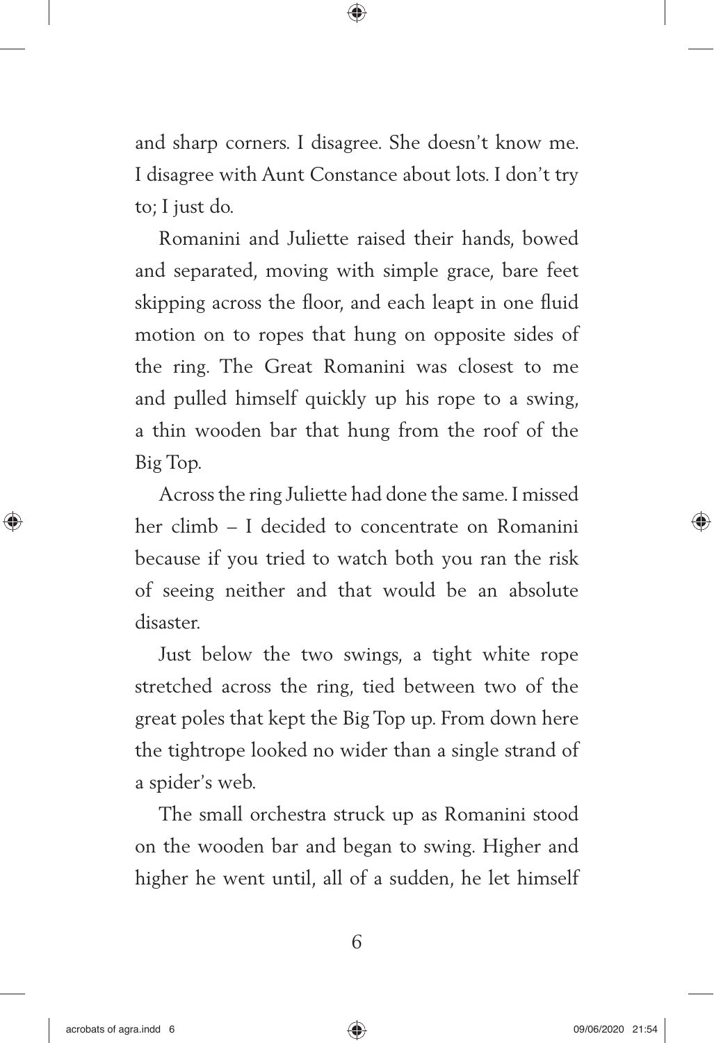and sharp corners. I disagree. She doesn't know me. I disagree with Aunt Constance about lots. I don't try to; I just do.

Romanini and Juliette raised their hands, bowed and separated, moving with simple grace, bare feet skipping across the floor, and each leapt in one fluid motion on to ropes that hung on opposite sides of the ring. The Great Romanini was closest to me and pulled himself quickly up his rope to a swing, a thin wooden bar that hung from the roof of the Big Top.

Across the ring Juliette had done the same. I missed her climb – I decided to concentrate on Romanini because if you tried to watch both you ran the risk of seeing neither and that would be an absolute disaster.

Just below the two swings, a tight white rope stretched across the ring, tied between two of the great poles that kept the Big Top up. From down here the tightrope looked no wider than a single strand of a spider's web.

The small orchestra struck up as Romanini stood on the wooden bar and began to swing. Higher and higher he went until, all of a sudden, he let himself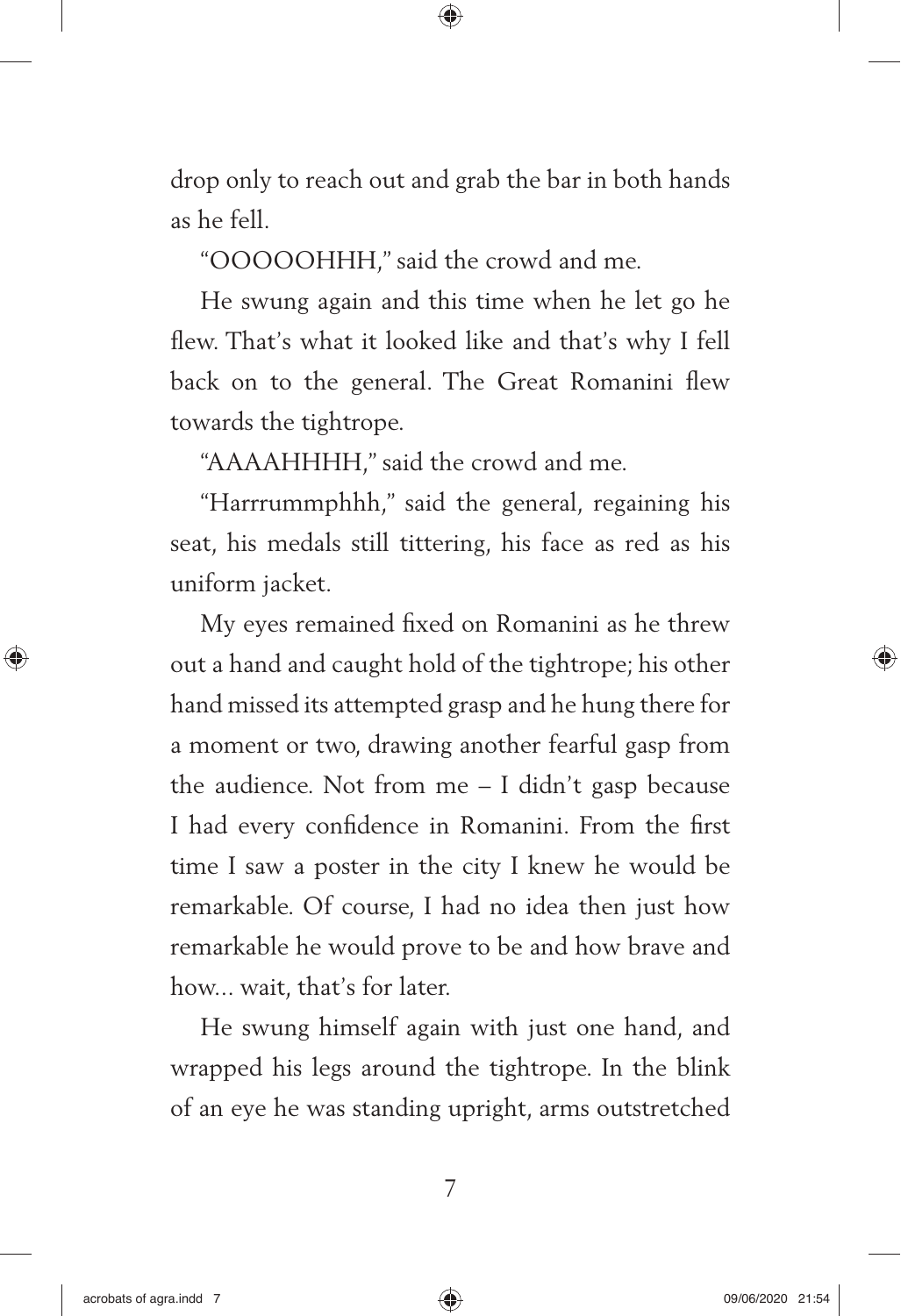drop only to reach out and grab the bar in both hands as he fell.

"OOOOOHHH," said the crowd and me.

He swung again and this time when he let go he flew. That's what it looked like and that's why I fell back on to the general. The Great Romanini flew towards the tightrope.

"AAAAHHHH," said the crowd and me.

"Harrrummphhh," said the general, regaining his seat, his medals still tittering, his face as red as his uniform jacket.

My eyes remained fixed on Romanini as he threw out a hand and caught hold of the tightrope; his other hand missed its attempted grasp and he hung there for a moment or two, drawing another fearful gasp from the audience. Not from me – I didn't gasp because I had every confidence in Romanini. From the first time I saw a poster in the city I knew he would be remarkable. Of course, I had no idea then just how remarkable he would prove to be and how brave and how... wait, that's for later.

He swung himself again with just one hand, and wrapped his legs around the tightrope. In the blink of an eye he was standing upright, arms outstretched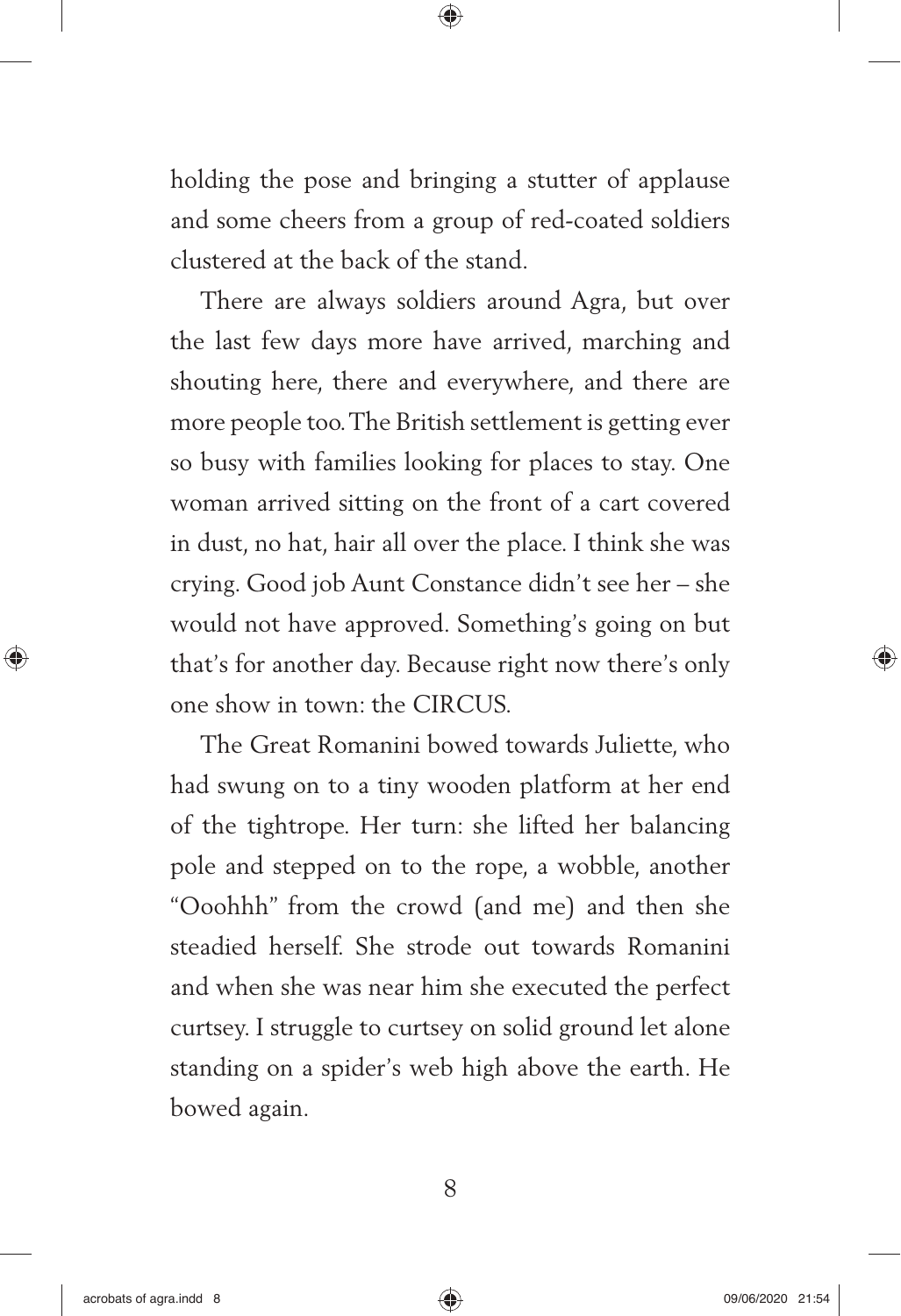holding the pose and bringing a stutter of applause and some cheers from a group of red-coated soldiers clustered at the back of the stand.

There are always soldiers around Agra, but over the last few days more have arrived, marching and shouting here, there and everywhere, and there are more people too. The British settlement is getting ever so busy with families looking for places to stay. One woman arrived sitting on the front of a cart covered in dust, no hat, hair all over the place. I think she was crying. Good job Aunt Constance didn't see her – she would not have approved. Something's going on but that's for another day. Because right now there's only one show in town: the CIRCUS.

The Great Romanini bowed towards Juliette, who had swung on to a tiny wooden platform at her end of the tightrope. Her turn: she lifted her balancing pole and stepped on to the rope, a wobble, another "Ooohhh" from the crowd (and me) and then she steadied herself. She strode out towards Romanini and when she was near him she executed the perfect curtsey. I struggle to curtsey on solid ground let alone standing on a spider's web high above the earth. He bowed again.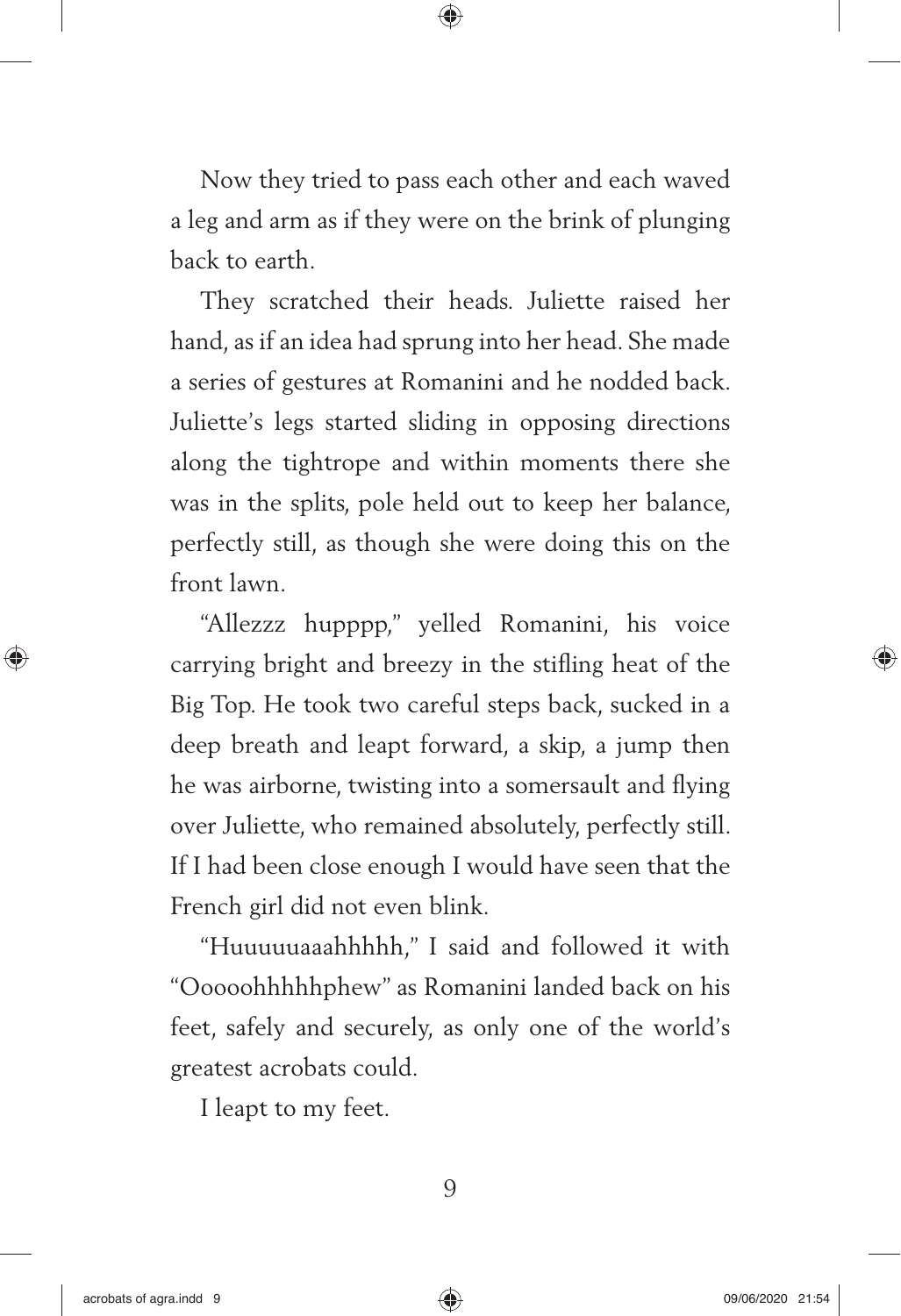Now they tried to pass each other and each waved a leg and arm as if they were on the brink of plunging back to earth.

They scratched their heads. Juliette raised her hand, as if an idea had sprung into her head. She made a series of gestures at Romanini and he nodded back. Juliette's legs started sliding in opposing directions along the tightrope and within moments there she was in the splits, pole held out to keep her balance, perfectly still, as though she were doing this on the front lawn.

"Allezzz hupppp," yelled Romanini, his voice carrying bright and breezy in the stifling heat of the Big Top. He took two careful steps back, sucked in a deep breath and leapt forward, a skip, a jump then he was airborne, twisting into a somersault and flying over Juliette, who remained absolutely, perfectly still. If I had been close enough I would have seen that the French girl did not even blink.

"Huuuuuaaahhhhh," I said and followed it with "Ooooohhhhhphew" as Romanini landed back on his feet, safely and securely, as only one of the world's greatest acrobats could.

I leapt to my feet.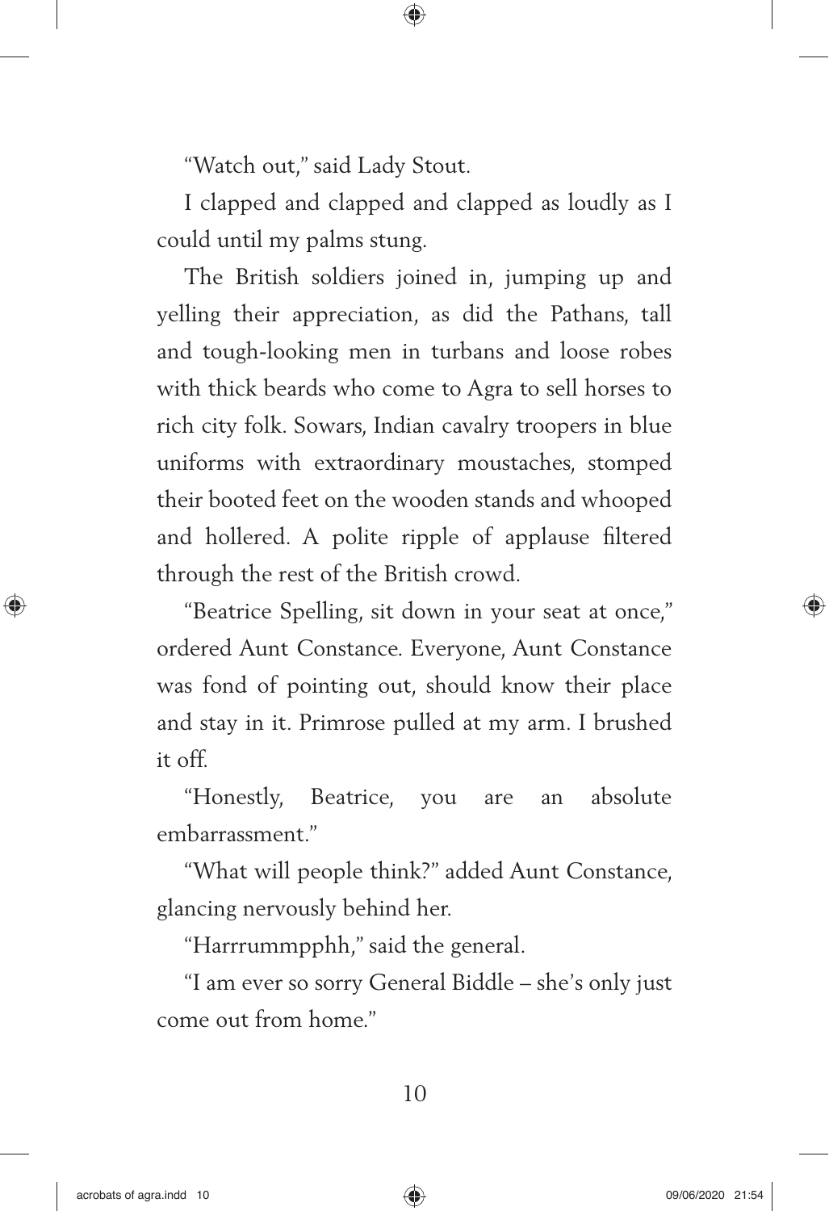"Watch out," said Lady Stout.

I clapped and clapped and clapped as loudly as I could until my palms stung.

The British soldiers joined in, jumping up and yelling their appreciation, as did the Pathans, tall and tough-looking men in turbans and loose robes with thick beards who come to Agra to sell horses to rich city folk. Sowars, Indian cavalry troopers in blue uniforms with extraordinary moustaches, stomped their booted feet on the wooden stands and whooped and hollered. A polite ripple of applause filtered through the rest of the British crowd.

"Beatrice Spelling, sit down in your seat at once," ordered Aunt Constance. Everyone, Aunt Constance was fond of pointing out, should know their place and stay in it. Primrose pulled at my arm. I brushed it off.

"Honestly, Beatrice, you are an absolute embarrassment."

"What will people think?" added Aunt Constance, glancing nervously behind her.

"Harrrummpphh," said the general.

"I am ever so sorry General Biddle – she's only just come out from home."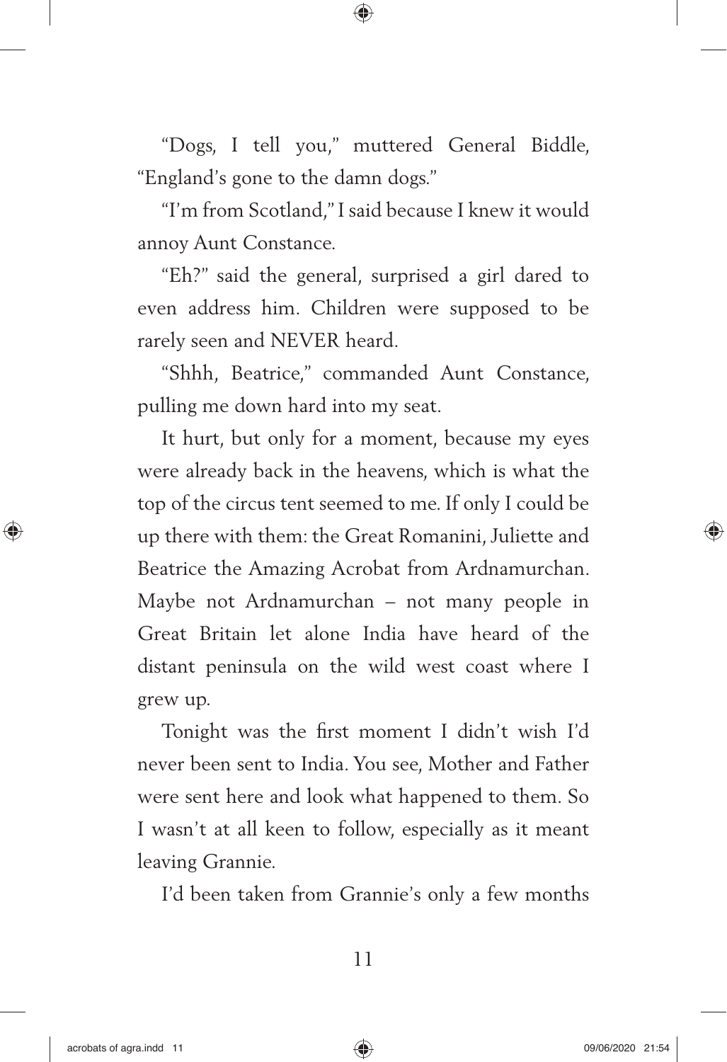"Dogs, I tell you," muttered General Biddle, "England's gone to the damn dogs."

"I'm from Scotland," I said because I knew it would annoy Aunt Constance.

"Eh?" said the general, surprised a girl dared to even address him. Children were supposed to be rarely seen and NEVER heard.

"Shhh, Beatrice," commanded Aunt Constance, pulling me down hard into my seat.

It hurt, but only for a moment, because my eyes were already back in the heavens, which is what the top of the circus tent seemed to me. If only I could be up there with them: the Great Romanini, Juliette and Beatrice the Amazing Acrobat from Ardnamurchan. Maybe not Ardnamurchan – not many people in Great Britain let alone India have heard of the distant peninsula on the wild west coast where I grew up.

Tonight was the first moment I didn't wish I'd never been sent to India. You see, Mother and Father were sent here and look what happened to them. So I wasn't at all keen to follow, especially as it meant leaving Grannie.

I'd been taken from Grannie's only a few months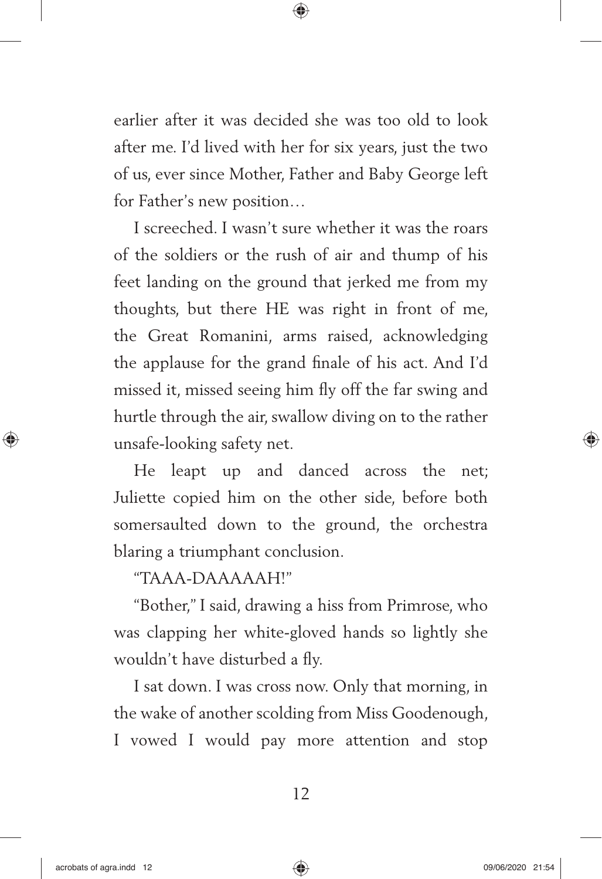earlier after it was decided she was too old to look after me. I'd lived with her for six years, just the two of us, ever since Mother, Father and Baby George left for Father's new position…

I screeched. I wasn't sure whether it was the roars of the soldiers or the rush of air and thump of his feet landing on the ground that jerked me from my thoughts, but there HE was right in front of me, the Great Romanini, arms raised, acknowledging the applause for the grand finale of his act. And I'd missed it, missed seeing him fly off the far swing and hurtle through the air, swallow diving on to the rather unsafe-looking safety net.

He leapt up and danced across the net; Juliette copied him on the other side, before both somersaulted down to the ground, the orchestra blaring a triumphant conclusion.

"TAAA-DAAAAAH!"

"Bother," I said, drawing a hiss from Primrose, who was clapping her white-gloved hands so lightly she wouldn't have disturbed a fly.

I sat down. I was cross now. Only that morning, in the wake of another scolding from Miss Goodenough, I vowed I would pay more attention and stop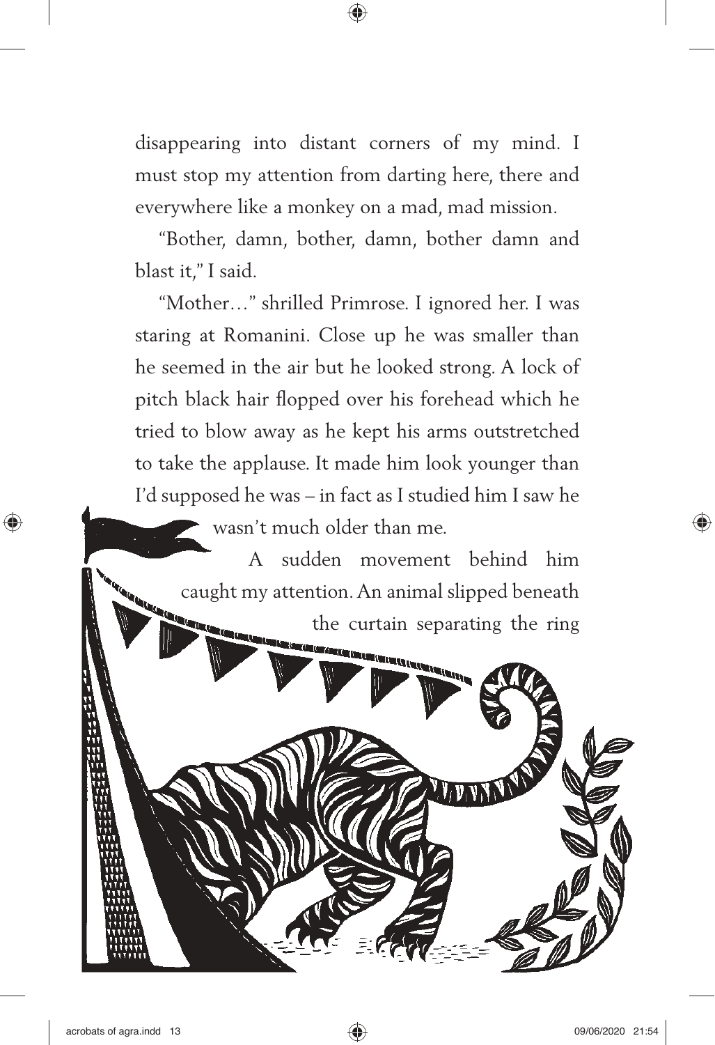disappearing into distant corners of my mind. I must stop my attention from darting here, there and everywhere like a monkey on a mad, mad mission.

"Bother, damn, bother, damn, bother damn and blast it," I said.

"Mother…" shrilled Primrose. I ignored her. I was staring at Romanini. Close up he was smaller than he seemed in the air but he looked strong. A lock of pitch black hair flopped over his forehead which he tried to blow away as he kept his arms outstretched to take the applause. It made him look younger than I'd supposed he was – in fact as I studied him I saw he wasn't much older than me.

A sudden movement behind him caught my attention. An animal slipped beneath the curtain separating the ring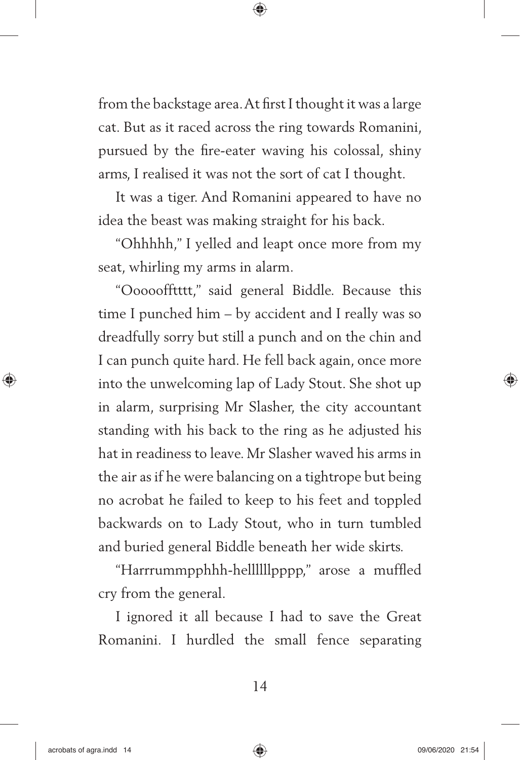from the backstage area. At first I thought it was a large cat. But as it raced across the ring towards Romanini, pursued by the fire-eater waving his colossal, shiny arms, I realised it was not the sort of cat I thought.

It was a tiger. And Romanini appeared to have no idea the beast was making straight for his back.

"Ohhhhh," I yelled and leapt once more from my seat, whirling my arms in alarm.

"Oooooffttttt," said general Biddle. Because this time I punched him – by accident and I really was so dreadfully sorry but still a punch and on the chin and I can punch quite hard. He fell back again, once more into the unwelcoming lap of Lady Stout. She shot up in alarm, surprising Mr Slasher, the city accountant standing with his back to the ring as he adjusted his hat in readiness to leave. Mr Slasher waved his arms in the air as if he were balancing on a tightrope but being no acrobat he failed to keep to his feet and toppled backwards on to Lady Stout, who in turn tumbled and buried general Biddle beneath her wide skirts.

"Harrrummpphhh-hellllllpppp," arose a muffled cry from the general.

I ignored it all because I had to save the Great Romanini. I hurdled the small fence separating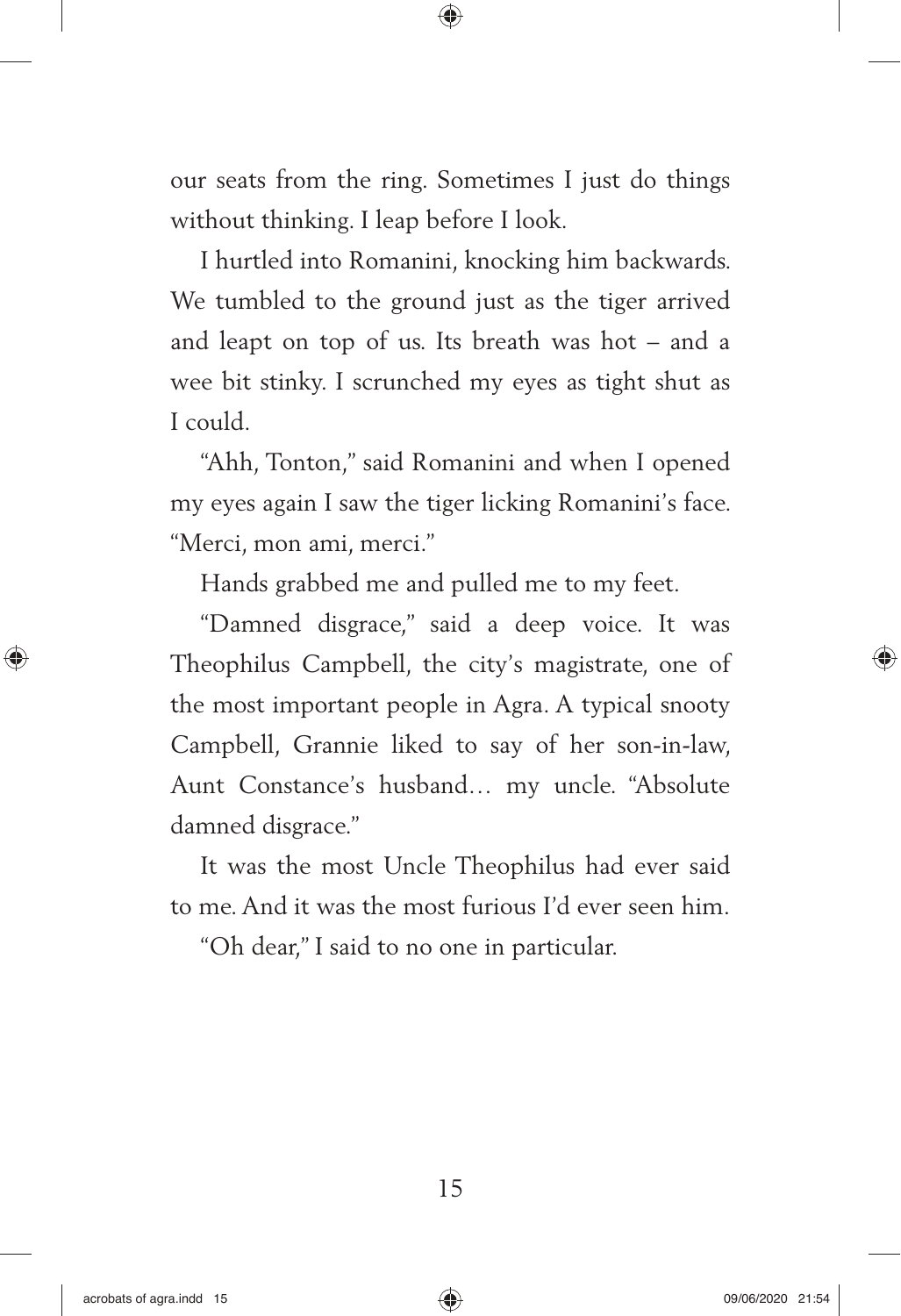our seats from the ring. Sometimes I just do things without thinking. I leap before I look.

I hurtled into Romanini, knocking him backwards. We tumbled to the ground just as the tiger arrived and leapt on top of us. Its breath was hot – and a wee bit stinky. I scrunched my eyes as tight shut as I could.

"Ahh, Tonton," said Romanini and when I opened my eyes again I saw the tiger licking Romanini's face. "Merci, mon ami, merci."

Hands grabbed me and pulled me to my feet.

"Damned disgrace," said a deep voice. It was Theophilus Campbell, the city's magistrate, one of the most important people in Agra. A typical snooty Campbell, Grannie liked to say of her son-in-law, Aunt Constance's husband… my uncle. "Absolute damned disgrace."

It was the most Uncle Theophilus had ever said to me. And it was the most furious I'd ever seen him.

"Oh dear," I said to no one in particular.